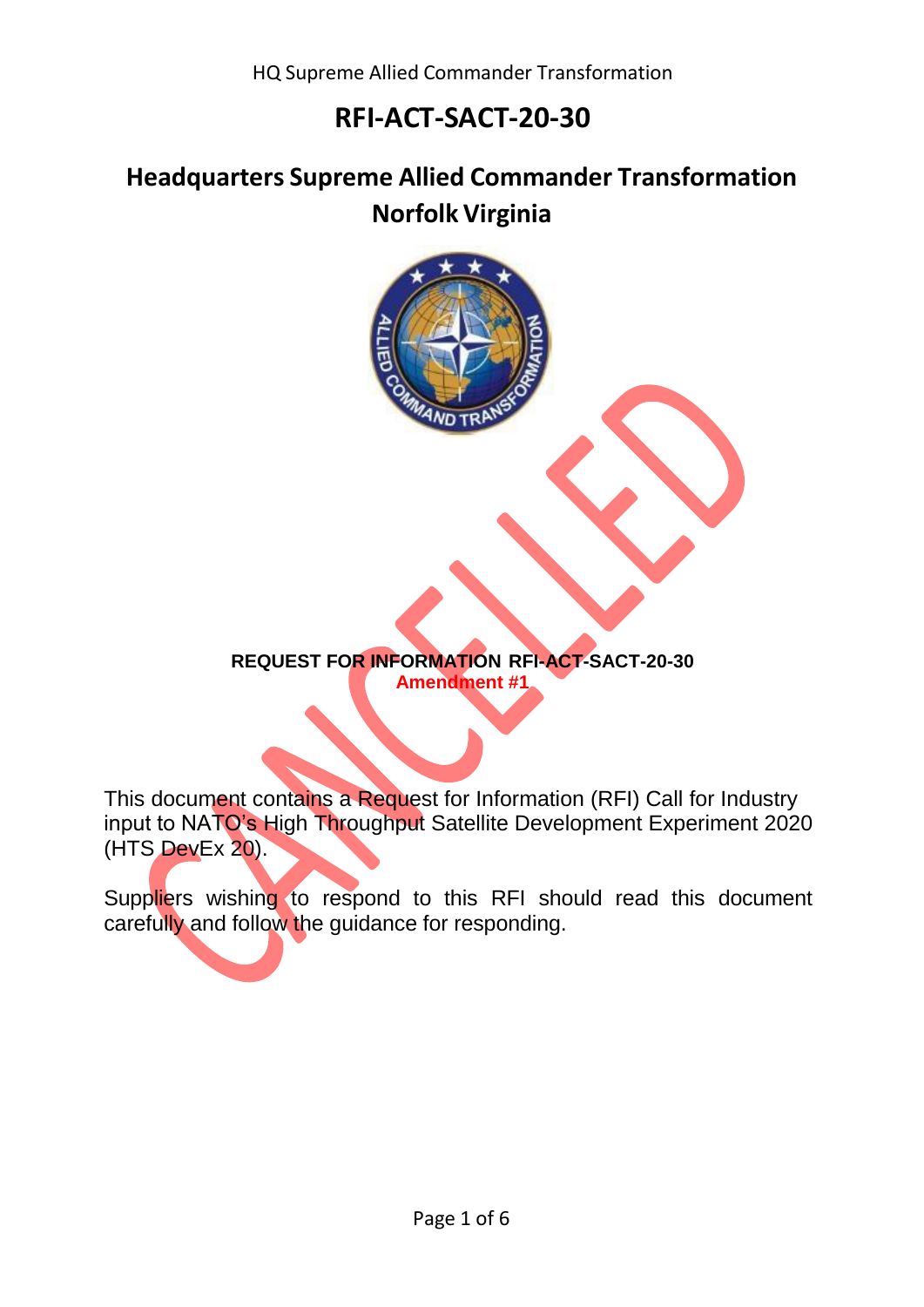HQ Supreme Allied Commander Transformation

# RFI-ACT-SACT-20-30

## Headquarters Supreme Allied Commander Transformation Norfolk Virginia

CANCELLED

**REQUEST FOR INFORMATION RFI-ACT-SACT-20-30**
**Amendment #1**

This document contains a Request for Information (RFI) Call for Industry input to NATO's High Throughput Satellite Development Experiment 2020 (HTS DevEx 20).

Suppliers wishing to respond to this RFI should read this document carefully and follow the guidance for responding.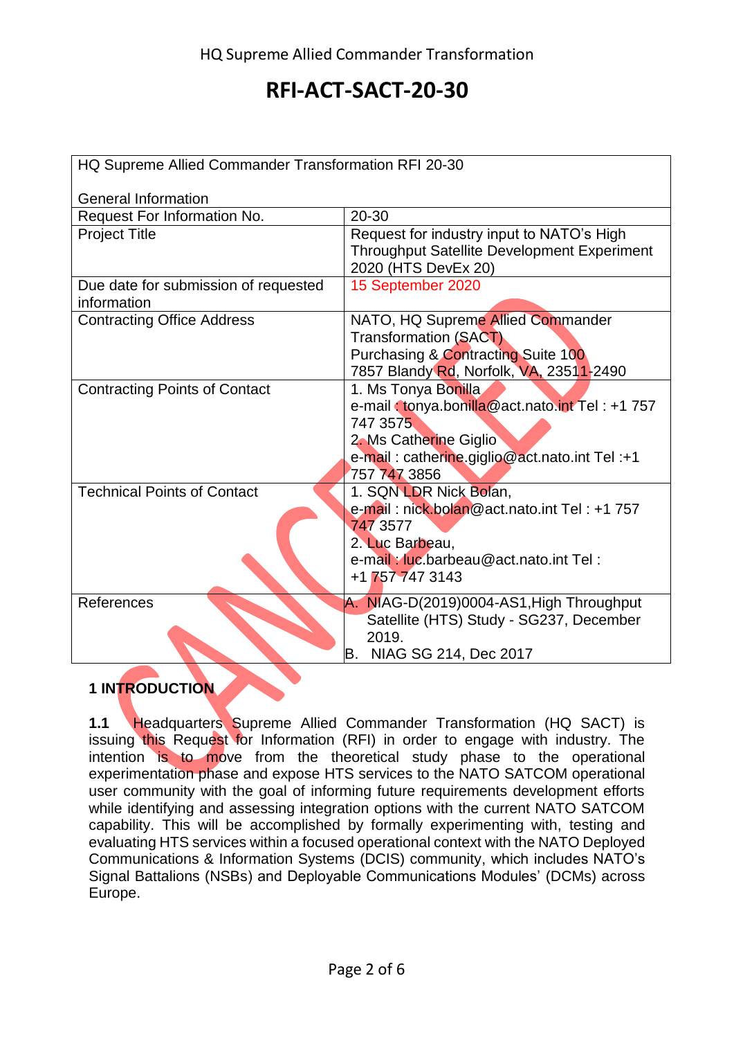HQ Supreme Allied Commander Transformation

# RFI-ACT-SACT-20-30

| HQ Supreme Allied Commander Transformation RFI 20-30<br><br>General Information | |
|---|---|
| Request For Information No. | 20-30 |
| Project Title | Request for industry input to NATO's High Throughput Satellite Development Experiment 2020 (HTS DevEx 20) |
| Due date for submission of requested information | 15 September 2020 |
| Contracting Office Address | NATO, HQ Supreme Allied Commander Transformation (SACT)<br>Purchasing & Contracting Suite 100<br>7857 Blandy Rd, Norfolk, VA, 23511-2490 |
| Contracting Points of Contact | 1. Ms Tonya Bonilla<br>e-mail : tonya.bonilla@act.nato.int Tel : +1 757 747 3575<br>2. Ms Catherine Giglio<br>e-mail : catherine.giglio@act.nato.int Tel :+1 757 747 3856 |
| Technical Points of Contact | 1. SQN LDR Nick Bolan,<br>e-mail : nick.bolan@act.nato.int Tel : +1 757 747 3577<br>2. Luc Barbeau,<br>e-mail : luc.barbeau@act.nato.int Tel : +1 757 747 3143 |
| References | A. NIAG-D(2019)0004-AS1,High Throughput Satellite (HTS) Study - SG237, December 2019.<br>B. NIAG SG 214, Dec 2017 |

## 1 INTRODUCTION

**1.1** Headquarters Supreme Allied Commander Transformation (HQ SACT) is issuing this Request for Information (RFI) in order to engage with industry. The intention is to move from the theoretical study phase to the operational experimentation phase and expose HTS services to the NATO SATCOM operational user community with the goal of informing future requirements development efforts while identifying and assessing integration options with the current NATO SATCOM capability. This will be accomplished by formally experimenting with, testing and evaluating HTS services within a focused operational context with the NATO Deployed Communications & Information Systems (DCIS) community, which includes NATO's Signal Battalions (NSBs) and Deployable Communications Modules' (DCMs) across Europe.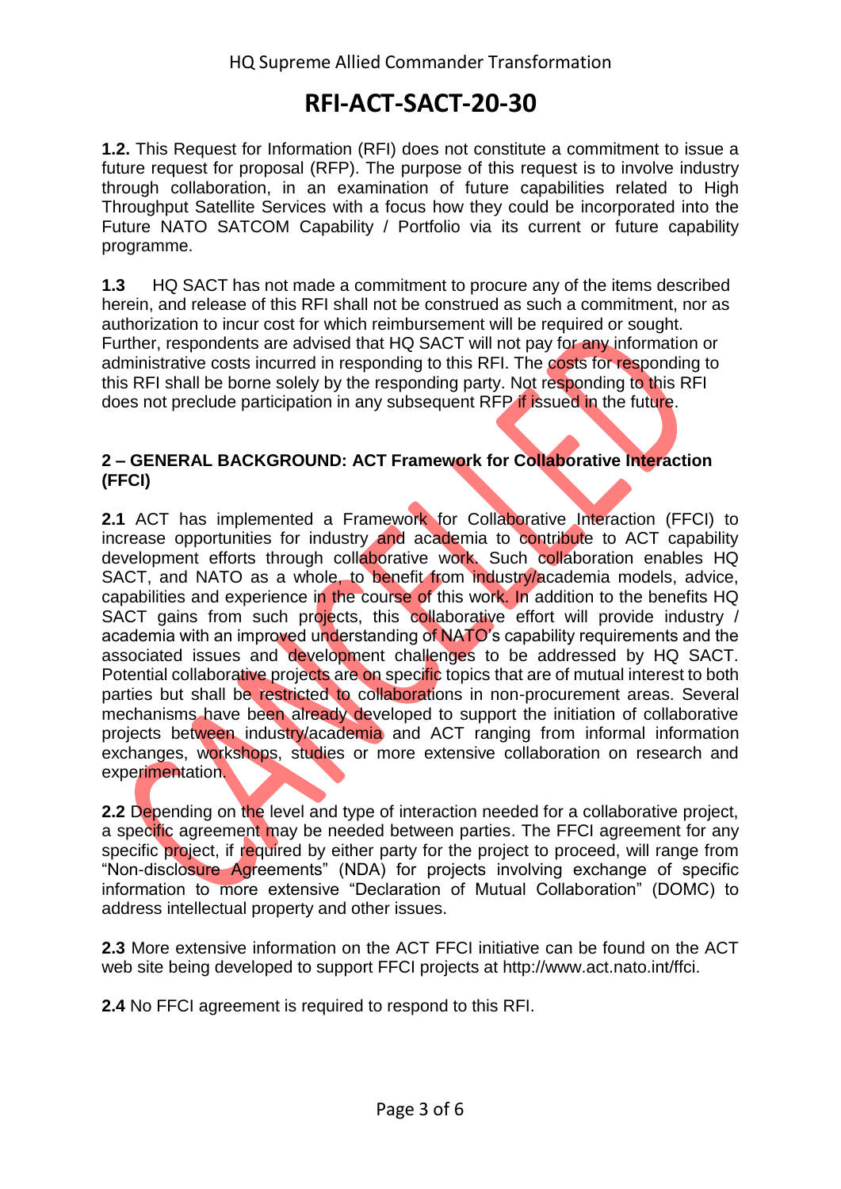# RFI-ACT-SACT-20-30

**1.2.** This Request for Information (RFI) does not constitute a commitment to issue a future request for proposal (RFP). The purpose of this request is to involve industry through collaboration, in an examination of future capabilities related to High Throughput Satellite Services with a focus how they could be incorporated into the Future NATO SATCOM Capability / Portfolio via its current or future capability programme.

**1.3** HQ SACT has not made a commitment to procure any of the items described herein, and release of this RFI shall not be construed as such a commitment, nor as authorization to incur cost for which reimbursement will be required or sought. Further, respondents are advised that HQ SACT will not pay for any information or administrative costs incurred in responding to this RFI. The costs for responding to this RFI shall be borne solely by the responding party. Not responding to this RFI does not preclude participation in any subsequent RFP if issued in the future.

## 2 – GENERAL BACKGROUND: ACT Framework for Collaborative Interaction (FFCI)

**2.1** ACT has implemented a Framework for Collaborative Interaction (FFCI) to increase opportunities for industry and academia to contribute to ACT capability development efforts through collaborative work. Such collaboration enables HQ SACT, and NATO as a whole, to benefit from industry/academia models, advice, capabilities and experience in the course of this work. In addition to the benefits HQ SACT gains from such projects, this collaborative effort will provide industry / academia with an improved understanding of NATO's capability requirements and the associated issues and development challenges to be addressed by HQ SACT. Potential collaborative projects are on specific topics that are of mutual interest to both parties but shall be restricted to collaborations in non-procurement areas. Several mechanisms have been already developed to support the initiation of collaborative projects between industry/academia and ACT ranging from informal information exchanges, workshops, studies or more extensive collaboration on research and experimentation.

**2.2** Depending on the level and type of interaction needed for a collaborative project, a specific agreement may be needed between parties. The FFCI agreement for any specific project, if required by either party for the project to proceed, will range from "Non-disclosure Agreements" (NDA) for projects involving exchange of specific information to more extensive "Declaration of Mutual Collaboration" (DOMC) to address intellectual property and other issues.

**2.3** More extensive information on the ACT FFCI initiative can be found on the ACT web site being developed to support FFCI projects at http://www.act.nato.int/ffci.

**2.4** No FFCI agreement is required to respond to this RFI.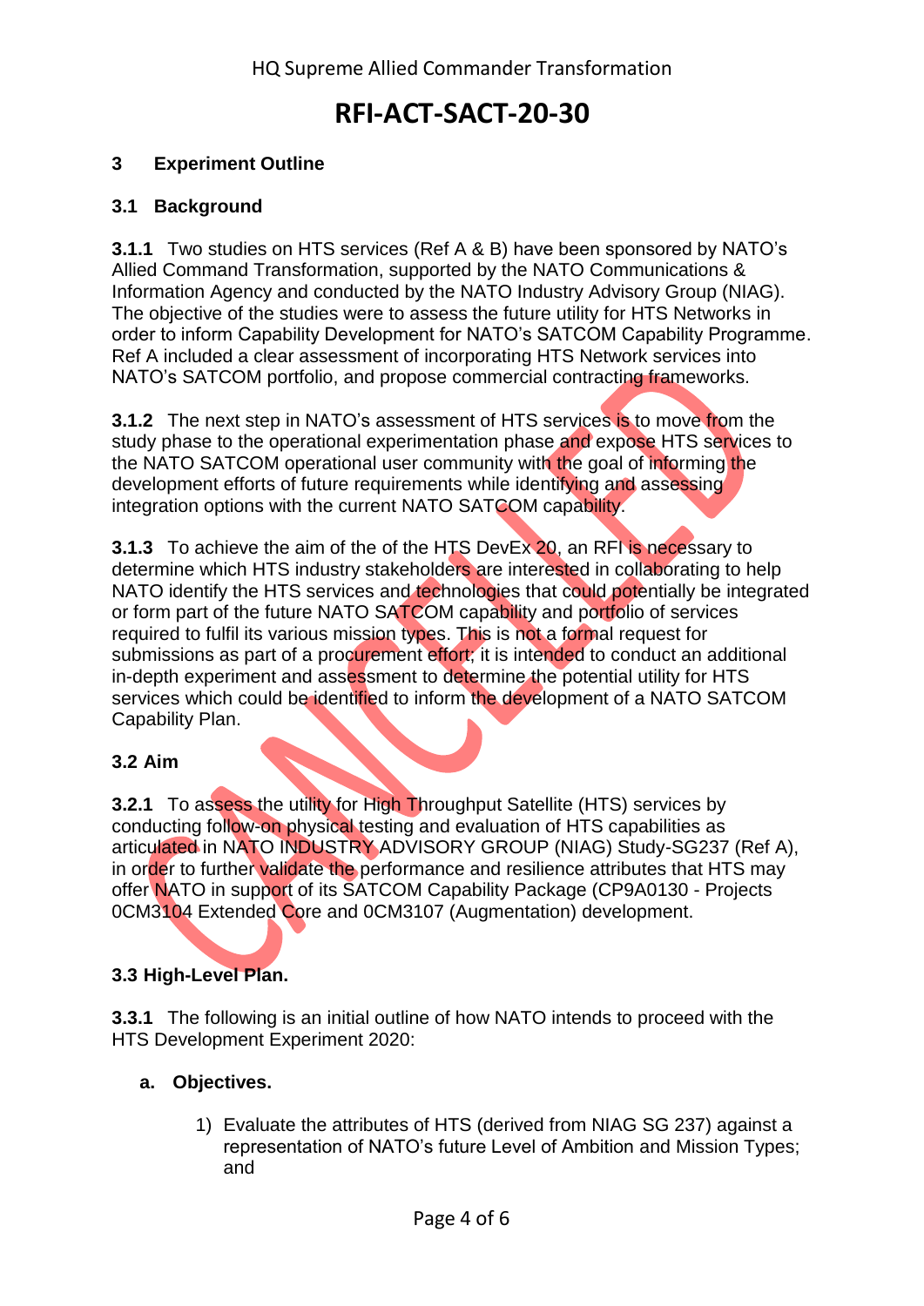# RFI-ACT-SACT-20-30

## 3 Experiment Outline

### 3.1 Background

**3.1.1** Two studies on HTS services (Ref A & B) have been sponsored by NATO's Allied Command Transformation, supported by the NATO Communications & Information Agency and conducted by the NATO Industry Advisory Group (NIAG). The objective of the studies were to assess the future utility for HTS Networks in order to inform Capability Development for NATO's SATCOM Capability Programme. Ref A included a clear assessment of incorporating HTS Network services into NATO's SATCOM portfolio, and propose commercial contracting frameworks.

**3.1.2** The next step in NATO's assessment of HTS services is to move from the study phase to the operational experimentation phase and expose HTS services to the NATO SATCOM operational user community with the goal of informing the development efforts of future requirements while identifying and assessing integration options with the current NATO SATCOM capability.

**3.1.3** To achieve the aim of the of the HTS DevEx 20, an RFI is necessary to determine which HTS industry stakeholders are interested in collaborating to help NATO identify the HTS services and technologies that could potentially be integrated or form part of the future NATO SATCOM capability and portfolio of services required to fulfil its various mission types. This is not a formal request for submissions as part of a procurement effort; it is intended to conduct an additional in-depth experiment and assessment to determine the potential utility for HTS services which could be identified to inform the development of a NATO SATCOM Capability Plan.

### 3.2 Aim

**3.2.1** To assess the utility for High Throughput Satellite (HTS) services by conducting follow-on physical testing and evaluation of HTS capabilities as articulated in NATO INDUSTRY ADVISORY GROUP (NIAG) Study-SG237 (Ref A), in order to further validate the performance and resilience attributes that HTS may offer NATO in support of its SATCOM Capability Package (CP9A0130 - Projects 0CM3104 Extended Core and 0CM3107 (Augmentation) development.

### 3.3 High-Level Plan.

**3.3.1** The following is an initial outline of how NATO intends to proceed with the HTS Development Experiment 2020:

**a. Objectives.**

1) Evaluate the attributes of HTS (derived from NIAG SG 237) against a representation of NATO's future Level of Ambition and Mission Types; and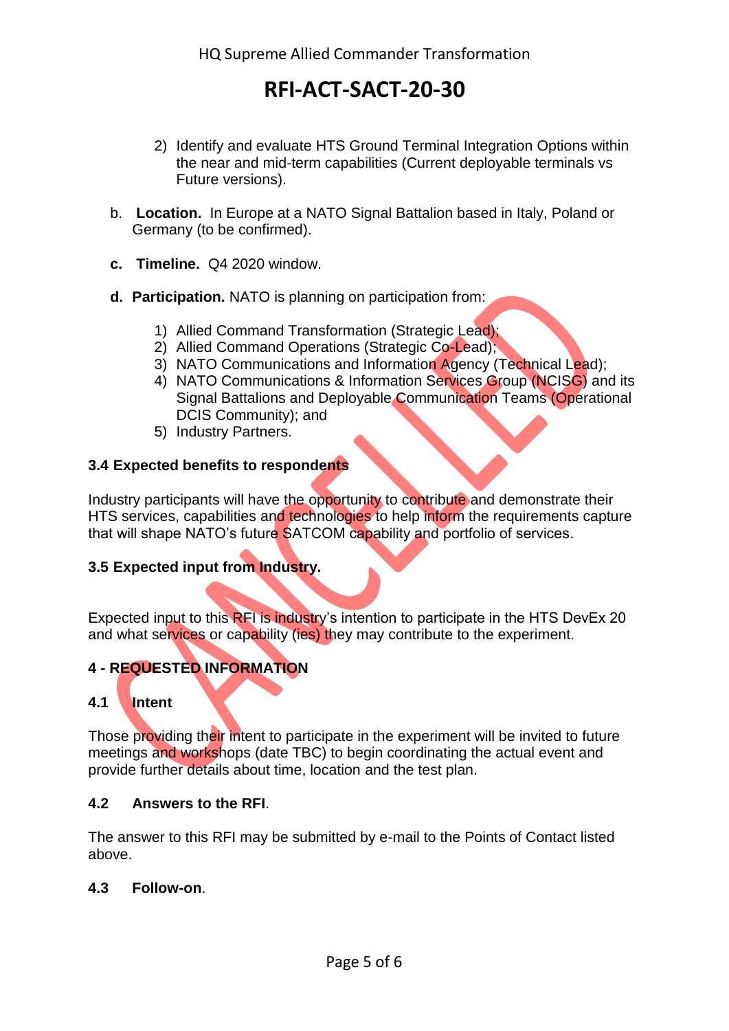2) Identify and evaluate HTS Ground Terminal Integration Options within the near and mid-term capabilities (Current deployable terminals vs Future versions).

b. **Location.** In Europe at a NATO Signal Battalion based in Italy, Poland or Germany (to be confirmed).

**c. Timeline.** Q4 2020 window.

**d. Participation.** NATO is planning on participation from:

1) Allied Command Transformation (Strategic Lead);
2) Allied Command Operations (Strategic Co-Lead);
3) NATO Communications and Information Agency (Technical Lead);
4) NATO Communications & Information Services Group (NCISG) and its Signal Battalions and Deployable Communication Teams (Operational DCIS Community); and
5) Industry Partners.

### 3.4 Expected benefits to respondents

Industry participants will have the opportunity to contribute and demonstrate their HTS services, capabilities and technologies to help inform the requirements capture that will shape NATO's future SATCOM capability and portfolio of services.

### 3.5 Expected input from Industry.

Expected input to this RFI is industry's intention to participate in the HTS DevEx 20 and what services or capability (ies) they may contribute to the experiment.

## 4 - REQUESTED INFORMATION

### 4.1 Intent

Those providing their intent to participate in the experiment will be invited to future meetings and workshops (date TBC) to begin coordinating the actual event and provide further details about time, location and the test plan.

### 4.2 Answers to the RFI.

The answer to this RFI may be submitted by e-mail to the Points of Contact listed above.

### 4.3 Follow-on.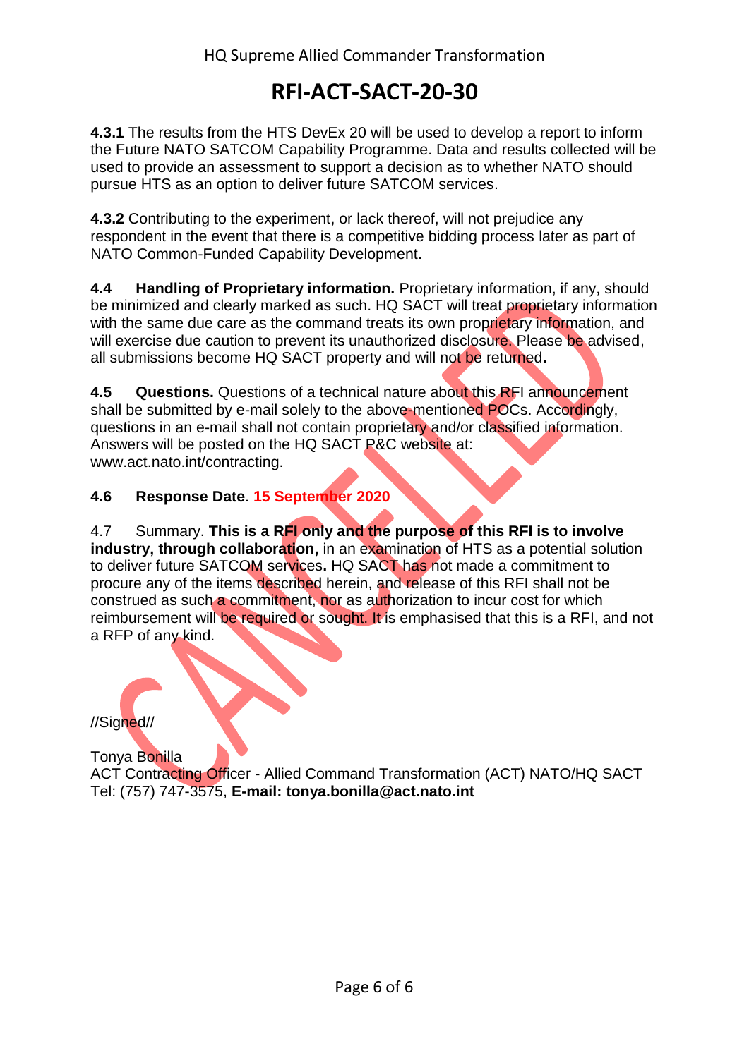HQ Supreme Allied Commander Transformation

# RFI-ACT-SACT-20-30

**4.3.1** The results from the HTS DevEx 20 will be used to develop a report to inform the Future NATO SATCOM Capability Programme. Data and results collected will be used to provide an assessment to support a decision as to whether NATO should pursue HTS as an option to deliver future SATCOM services.

**4.3.2** Contributing to the experiment, or lack thereof, will not prejudice any respondent in the event that there is a competitive bidding process later as part of NATO Common-Funded Capability Development.

**4.4 Handling of Proprietary information.** Proprietary information, if any, should be minimized and clearly marked as such. HQ SACT will treat proprietary information with the same due care as the command treats its own proprietary information, and will exercise due caution to prevent its unauthorized disclosure. Please be advised, all submissions become HQ SACT property and will not be returned**.**

**4.5 Questions.** Questions of a technical nature about this RFI announcement shall be submitted by e-mail solely to the above-mentioned POCs. Accordingly, questions in an e-mail shall not contain proprietary and/or classified information. Answers will be posted on the HQ SACT P&C website at: www.act.nato.int/contracting.

**4.6 Response Date**. **15 September 2020**

4.7 Summary. **This is a RFI only and the purpose of this RFI is to involve industry, through collaboration,** in an examination of HTS as a potential solution to deliver future SATCOM services**.** HQ SACT has not made a commitment to procure any of the items described herein, and release of this RFI shall not be construed as such a commitment, nor as authorization to incur cost for which reimbursement will be required or sought. It is emphasised that this is a RFI, and not a RFP of any kind.

CANCELLED

//Signed//

Tonya Bonilla
ACT Contracting Officer - Allied Command Transformation (ACT) NATO/HQ SACT
Tel: (757) 747-3575, **E-mail: tonya.bonilla@act.nato.int**